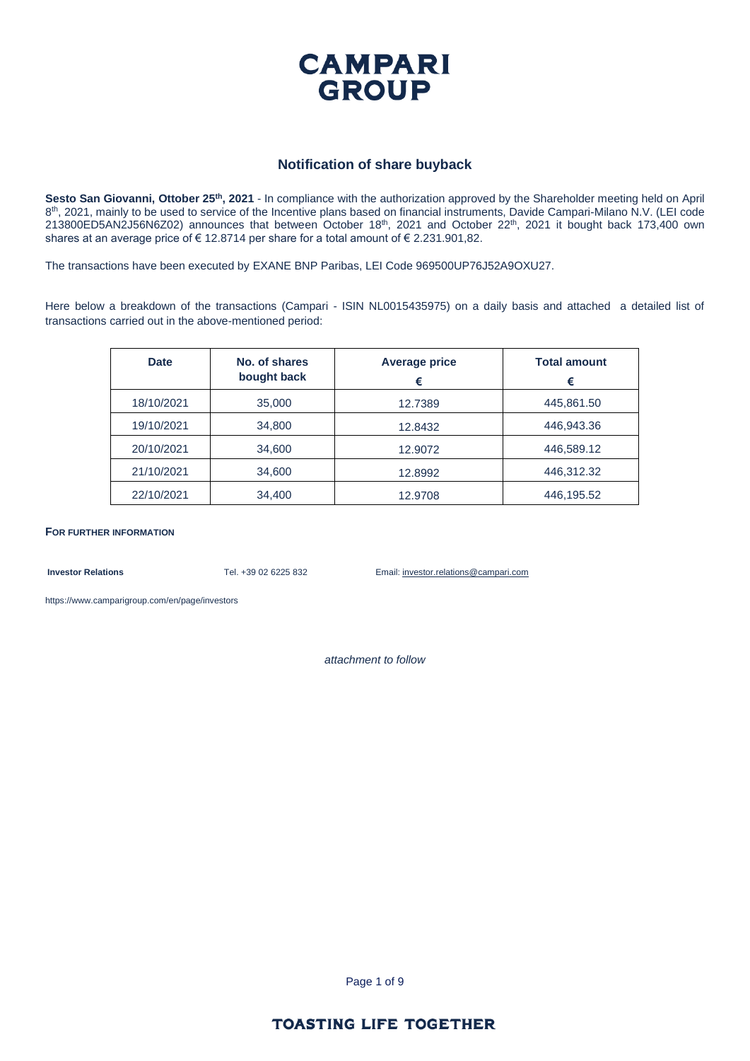# CAMPARI GROUP

## Notification of share buyback

**Sesto San Giovanni, Ottober 25th, 2021** - In compliance with the authorization approved by the Shareholder meeting held on April 8th, 2021, mainly to be used to service of the Incentive plans based on financial instruments, Davide Campari-Milano N.V. (LEI code 213800ED5AN2J56N6Z02) announces that between October 18th, 2021 and October 22th, 2021 it bought back 173,400 own shares at an average price of € 12.8714 per share for a total amount of € 2.231.901,82.

The transactions have been executed by EXANE BNP Paribas, LEI Code 969500UP76J52A9OXU27.

Here below a breakdown of the transactions (Campari - ISIN NL0015435975) on a daily basis and attached a detailed list of transactions carried out in the above-mentioned period:

| Date | No. of shares bought back | Average price € | Total amount € |
|---|---|---|---|
| 18/10/2021 | 35,000 | 12.7389 | 445,861.50 |
| 19/10/2021 | 34,800 | 12.8432 | 446,943.36 |
| 20/10/2021 | 34,600 | 12.9072 | 446,589.12 |
| 21/10/2021 | 34,600 | 12.8992 | 446,312.32 |
| 22/10/2021 | 34,400 | 12.9708 | 446,195.52 |

**FOR FURTHER INFORMATION**

**Investor Relations** Tel. +39 02 6225 832 Email: investor.relations@campari.com

https://www.camparigroup.com/en/page/investors

*attachment to follow*

TOASTING LIFE TOGETHER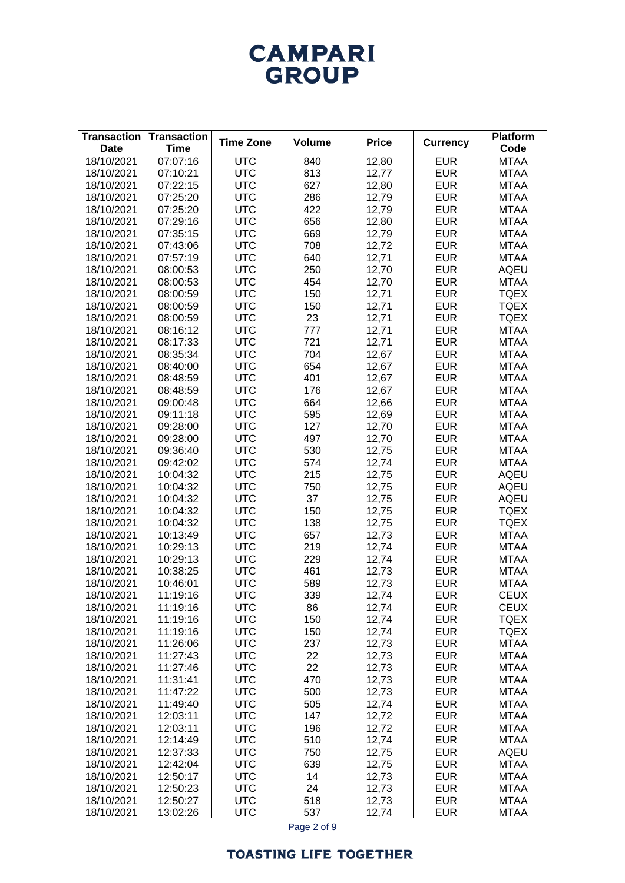| Transaction Date | Transaction Time | Time Zone | Volume | Price | Currency | Platform Code |
|---|---|---|---|---|---|---|
| 18/10/2021 | 07:07:16 | UTC | 840 | 12,80 | EUR | MTAA |
| 18/10/2021 | 07:10:21 | UTC | 813 | 12,77 | EUR | MTAA |
| 18/10/2021 | 07:22:15 | UTC | 627 | 12,80 | EUR | MTAA |
| 18/10/2021 | 07:25:20 | UTC | 286 | 12,79 | EUR | MTAA |
| 18/10/2021 | 07:25:20 | UTC | 422 | 12,79 | EUR | MTAA |
| 18/10/2021 | 07:29:16 | UTC | 656 | 12,80 | EUR | MTAA |
| 18/10/2021 | 07:35:15 | UTC | 669 | 12,79 | EUR | MTAA |
| 18/10/2021 | 07:43:06 | UTC | 708 | 12,72 | EUR | MTAA |
| 18/10/2021 | 07:57:19 | UTC | 640 | 12,71 | EUR | MTAA |
| 18/10/2021 | 08:00:53 | UTC | 250 | 12,70 | EUR | AQEU |
| 18/10/2021 | 08:00:53 | UTC | 454 | 12,70 | EUR | MTAA |
| 18/10/2021 | 08:00:59 | UTC | 150 | 12,71 | EUR | TQEX |
| 18/10/2021 | 08:00:59 | UTC | 150 | 12,71 | EUR | TQEX |
| 18/10/2021 | 08:00:59 | UTC | 23 | 12,71 | EUR | TQEX |
| 18/10/2021 | 08:16:12 | UTC | 777 | 12,71 | EUR | MTAA |
| 18/10/2021 | 08:17:33 | UTC | 721 | 12,71 | EUR | MTAA |
| 18/10/2021 | 08:35:34 | UTC | 704 | 12,67 | EUR | MTAA |
| 18/10/2021 | 08:40:00 | UTC | 654 | 12,67 | EUR | MTAA |
| 18/10/2021 | 08:48:59 | UTC | 401 | 12,67 | EUR | MTAA |
| 18/10/2021 | 08:48:59 | UTC | 176 | 12,67 | EUR | MTAA |
| 18/10/2021 | 09:00:48 | UTC | 664 | 12,66 | EUR | MTAA |
| 18/10/2021 | 09:11:18 | UTC | 595 | 12,69 | EUR | MTAA |
| 18/10/2021 | 09:28:00 | UTC | 127 | 12,70 | EUR | MTAA |
| 18/10/2021 | 09:28:00 | UTC | 497 | 12,70 | EUR | MTAA |
| 18/10/2021 | 09:36:40 | UTC | 530 | 12,75 | EUR | MTAA |
| 18/10/2021 | 09:42:02 | UTC | 574 | 12,74 | EUR | MTAA |
| 18/10/2021 | 10:04:32 | UTC | 215 | 12,75 | EUR | AQEU |
| 18/10/2021 | 10:04:32 | UTC | 750 | 12,75 | EUR | AQEU |
| 18/10/2021 | 10:04:32 | UTC | 37 | 12,75 | EUR | AQEU |
| 18/10/2021 | 10:04:32 | UTC | 150 | 12,75 | EUR | TQEX |
| 18/10/2021 | 10:04:32 | UTC | 138 | 12,75 | EUR | TQEX |
| 18/10/2021 | 10:13:49 | UTC | 657 | 12,73 | EUR | MTAA |
| 18/10/2021 | 10:29:13 | UTC | 219 | 12,74 | EUR | MTAA |
| 18/10/2021 | 10:29:13 | UTC | 229 | 12,74 | EUR | MTAA |
| 18/10/2021 | 10:38:25 | UTC | 461 | 12,73 | EUR | MTAA |
| 18/10/2021 | 10:46:01 | UTC | 589 | 12,73 | EUR | MTAA |
| 18/10/2021 | 11:19:16 | UTC | 339 | 12,74 | EUR | CEUX |
| 18/10/2021 | 11:19:16 | UTC | 86 | 12,74 | EUR | CEUX |
| 18/10/2021 | 11:19:16 | UTC | 150 | 12,74 | EUR | TQEX |
| 18/10/2021 | 11:19:16 | UTC | 150 | 12,74 | EUR | TQEX |
| 18/10/2021 | 11:26:06 | UTC | 237 | 12,73 | EUR | MTAA |
| 18/10/2021 | 11:27:43 | UTC | 22 | 12,73 | EUR | MTAA |
| 18/10/2021 | 11:27:46 | UTC | 22 | 12,73 | EUR | MTAA |
| 18/10/2021 | 11:31:41 | UTC | 470 | 12,73 | EUR | MTAA |
| 18/10/2021 | 11:47:22 | UTC | 500 | 12,73 | EUR | MTAA |
| 18/10/2021 | 11:49:40 | UTC | 505 | 12,74 | EUR | MTAA |
| 18/10/2021 | 12:03:11 | UTC | 147 | 12,72 | EUR | MTAA |
| 18/10/2021 | 12:03:11 | UTC | 196 | 12,72 | EUR | MTAA |
| 18/10/2021 | 12:14:49 | UTC | 510 | 12,74 | EUR | MTAA |
| 18/10/2021 | 12:37:33 | UTC | 750 | 12,75 | EUR | AQEU |
| 18/10/2021 | 12:42:04 | UTC | 639 | 12,75 | EUR | MTAA |
| 18/10/2021 | 12:50:17 | UTC | 14 | 12,73 | EUR | MTAA |
| 18/10/2021 | 12:50:23 | UTC | 24 | 12,73 | EUR | MTAA |
| 18/10/2021 | 12:50:27 | UTC | 518 | 12,73 | EUR | MTAA |
| 18/10/2021 | 13:02:26 | UTC | 537 | 12,74 | EUR | MTAA |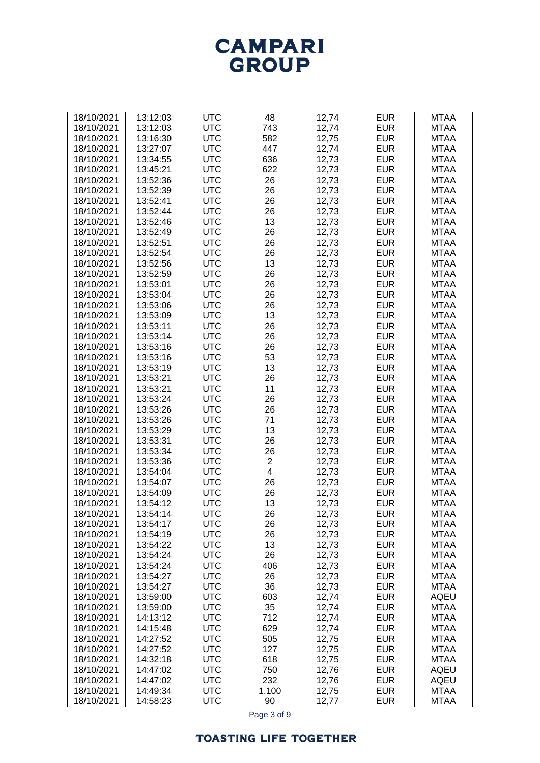| | | | | | | |
|---|---|---|---|---|---|---|
| 18/10/2021 | 13:12:03 | UTC | 48 | 12,74 | EUR | MTAA |
| 18/10/2021 | 13:12:03 | UTC | 743 | 12,74 | EUR | MTAA |
| 18/10/2021 | 13:16:30 | UTC | 582 | 12,75 | EUR | MTAA |
| 18/10/2021 | 13:27:07 | UTC | 447 | 12,74 | EUR | MTAA |
| 18/10/2021 | 13:34:55 | UTC | 636 | 12,73 | EUR | MTAA |
| 18/10/2021 | 13:45:21 | UTC | 622 | 12,73 | EUR | MTAA |
| 18/10/2021 | 13:52:36 | UTC | 26 | 12,73 | EUR | MTAA |
| 18/10/2021 | 13:52:39 | UTC | 26 | 12,73 | EUR | MTAA |
| 18/10/2021 | 13:52:41 | UTC | 26 | 12,73 | EUR | MTAA |
| 18/10/2021 | 13:52:44 | UTC | 26 | 12,73 | EUR | MTAA |
| 18/10/2021 | 13:52:46 | UTC | 13 | 12,73 | EUR | MTAA |
| 18/10/2021 | 13:52:49 | UTC | 26 | 12,73 | EUR | MTAA |
| 18/10/2021 | 13:52:51 | UTC | 26 | 12,73 | EUR | MTAA |
| 18/10/2021 | 13:52:54 | UTC | 26 | 12,73 | EUR | MTAA |
| 18/10/2021 | 13:52:56 | UTC | 13 | 12,73 | EUR | MTAA |
| 18/10/2021 | 13:52:59 | UTC | 26 | 12,73 | EUR | MTAA |
| 18/10/2021 | 13:53:01 | UTC | 26 | 12,73 | EUR | MTAA |
| 18/10/2021 | 13:53:04 | UTC | 26 | 12,73 | EUR | MTAA |
| 18/10/2021 | 13:53:06 | UTC | 26 | 12,73 | EUR | MTAA |
| 18/10/2021 | 13:53:09 | UTC | 13 | 12,73 | EUR | MTAA |
| 18/10/2021 | 13:53:11 | UTC | 26 | 12,73 | EUR | MTAA |
| 18/10/2021 | 13:53:14 | UTC | 26 | 12,73 | EUR | MTAA |
| 18/10/2021 | 13:53:16 | UTC | 26 | 12,73 | EUR | MTAA |
| 18/10/2021 | 13:53:16 | UTC | 53 | 12,73 | EUR | MTAA |
| 18/10/2021 | 13:53:19 | UTC | 13 | 12,73 | EUR | MTAA |
| 18/10/2021 | 13:53:21 | UTC | 26 | 12,73 | EUR | MTAA |
| 18/10/2021 | 13:53:21 | UTC | 11 | 12,73 | EUR | MTAA |
| 18/10/2021 | 13:53:24 | UTC | 26 | 12,73 | EUR | MTAA |
| 18/10/2021 | 13:53:26 | UTC | 26 | 12,73 | EUR | MTAA |
| 18/10/2021 | 13:53:26 | UTC | 71 | 12,73 | EUR | MTAA |
| 18/10/2021 | 13:53:29 | UTC | 13 | 12,73 | EUR | MTAA |
| 18/10/2021 | 13:53:31 | UTC | 26 | 12,73 | EUR | MTAA |
| 18/10/2021 | 13:53:34 | UTC | 26 | 12,73 | EUR | MTAA |
| 18/10/2021 | 13:53:36 | UTC | 2 | 12,73 | EUR | MTAA |
| 18/10/2021 | 13:54:04 | UTC | 4 | 12,73 | EUR | MTAA |
| 18/10/2021 | 13:54:07 | UTC | 26 | 12,73 | EUR | MTAA |
| 18/10/2021 | 13:54:09 | UTC | 26 | 12,73 | EUR | MTAA |
| 18/10/2021 | 13:54:12 | UTC | 13 | 12,73 | EUR | MTAA |
| 18/10/2021 | 13:54:14 | UTC | 26 | 12,73 | EUR | MTAA |
| 18/10/2021 | 13:54:17 | UTC | 26 | 12,73 | EUR | MTAA |
| 18/10/2021 | 13:54:19 | UTC | 26 | 12,73 | EUR | MTAA |
| 18/10/2021 | 13:54:22 | UTC | 13 | 12,73 | EUR | MTAA |
| 18/10/2021 | 13:54:24 | UTC | 26 | 12,73 | EUR | MTAA |
| 18/10/2021 | 13:54:24 | UTC | 406 | 12,73 | EUR | MTAA |
| 18/10/2021 | 13:54:27 | UTC | 26 | 12,73 | EUR | MTAA |
| 18/10/2021 | 13:54:27 | UTC | 36 | 12,73 | EUR | MTAA |
| 18/10/2021 | 13:59:00 | UTC | 603 | 12,74 | EUR | AQEU |
| 18/10/2021 | 13:59:00 | UTC | 35 | 12,74 | EUR | MTAA |
| 18/10/2021 | 14:13:12 | UTC | 712 | 12,74 | EUR | MTAA |
| 18/10/2021 | 14:15:48 | UTC | 629 | 12,74 | EUR | MTAA |
| 18/10/2021 | 14:27:52 | UTC | 505 | 12,75 | EUR | MTAA |
| 18/10/2021 | 14:27:52 | UTC | 127 | 12,75 | EUR | MTAA |
| 18/10/2021 | 14:32:18 | UTC | 618 | 12,75 | EUR | MTAA |
| 18/10/2021 | 14:47:02 | UTC | 750 | 12,76 | EUR | AQEU |
| 18/10/2021 | 14:47:02 | UTC | 232 | 12,76 | EUR | AQEU |
| 18/10/2021 | 14:49:34 | UTC | 1.100 | 12,75 | EUR | MTAA |
| 18/10/2021 | 14:58:23 | UTC | 90 | 12,77 | EUR | MTAA |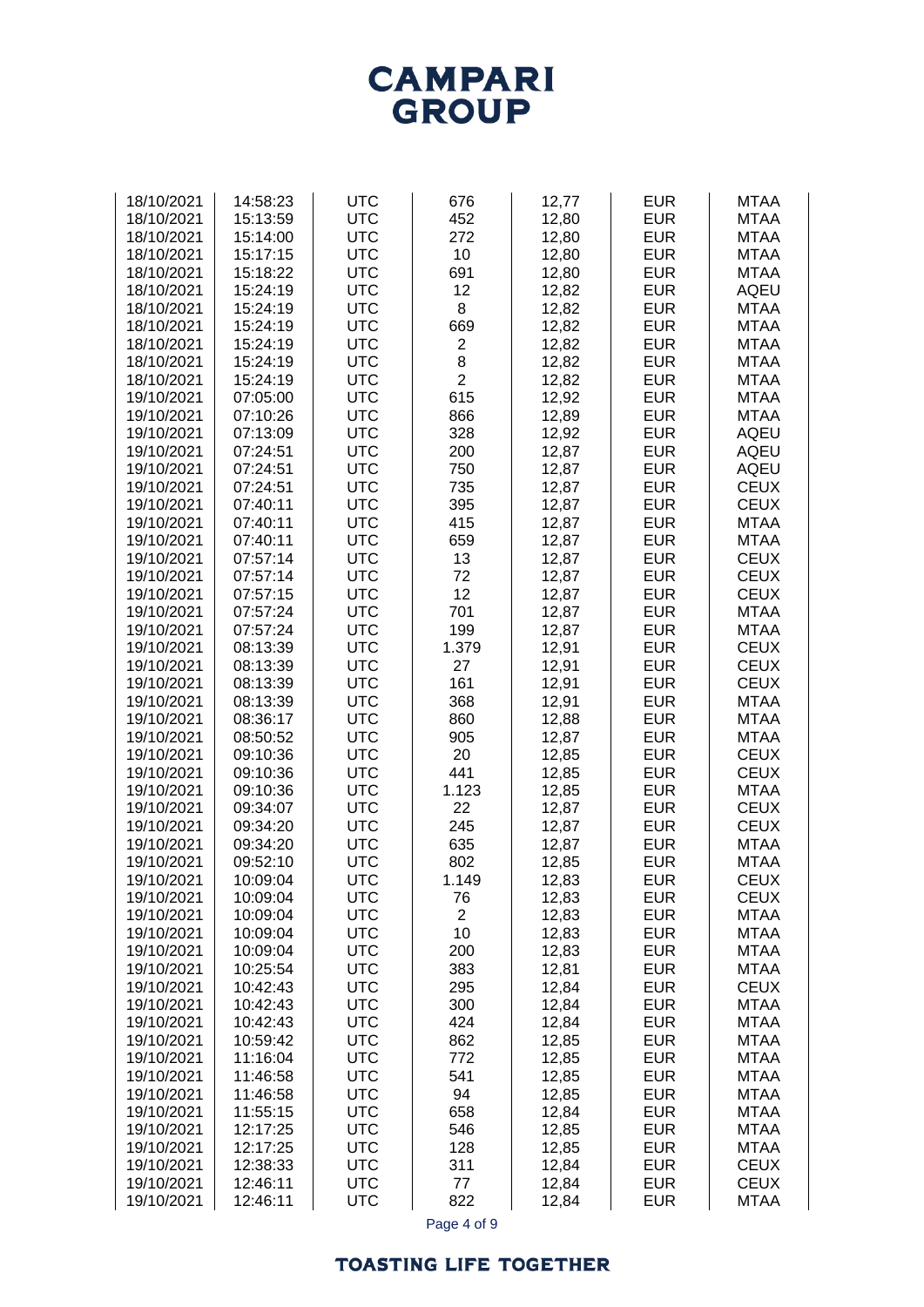# CAMPARI GROUP

| | | | | | | |
|---|---|---|---|---|---|---|
| 18/10/2021 | 14:58:23 | UTC | 676 | 12,77 | EUR | MTAA |
| 18/10/2021 | 15:13:59 | UTC | 452 | 12,80 | EUR | MTAA |
| 18/10/2021 | 15:14:00 | UTC | 272 | 12,80 | EUR | MTAA |
| 18/10/2021 | 15:17:15 | UTC | 10 | 12,80 | EUR | MTAA |
| 18/10/2021 | 15:18:22 | UTC | 691 | 12,80 | EUR | MTAA |
| 18/10/2021 | 15:24:19 | UTC | 12 | 12,82 | EUR | AQEU |
| 18/10/2021 | 15:24:19 | UTC | 8 | 12,82 | EUR | MTAA |
| 18/10/2021 | 15:24:19 | UTC | 669 | 12,82 | EUR | MTAA |
| 18/10/2021 | 15:24:19 | UTC | 2 | 12,82 | EUR | MTAA |
| 18/10/2021 | 15:24:19 | UTC | 8 | 12,82 | EUR | MTAA |
| 18/10/2021 | 15:24:19 | UTC | 2 | 12,82 | EUR | MTAA |
| 19/10/2021 | 07:05:00 | UTC | 615 | 12,92 | EUR | MTAA |
| 19/10/2021 | 07:10:26 | UTC | 866 | 12,89 | EUR | MTAA |
| 19/10/2021 | 07:13:09 | UTC | 328 | 12,92 | EUR | AQEU |
| 19/10/2021 | 07:24:51 | UTC | 200 | 12,87 | EUR | AQEU |
| 19/10/2021 | 07:24:51 | UTC | 750 | 12,87 | EUR | AQEU |
| 19/10/2021 | 07:24:51 | UTC | 735 | 12,87 | EUR | CEUX |
| 19/10/2021 | 07:40:11 | UTC | 395 | 12,87 | EUR | CEUX |
| 19/10/2021 | 07:40:11 | UTC | 415 | 12,87 | EUR | MTAA |
| 19/10/2021 | 07:40:11 | UTC | 659 | 12,87 | EUR | MTAA |
| 19/10/2021 | 07:57:14 | UTC | 13 | 12,87 | EUR | CEUX |
| 19/10/2021 | 07:57:14 | UTC | 72 | 12,87 | EUR | CEUX |
| 19/10/2021 | 07:57:15 | UTC | 12 | 12,87 | EUR | CEUX |
| 19/10/2021 | 07:57:24 | UTC | 701 | 12,87 | EUR | MTAA |
| 19/10/2021 | 07:57:24 | UTC | 199 | 12,87 | EUR | MTAA |
| 19/10/2021 | 08:13:39 | UTC | 1.379 | 12,91 | EUR | CEUX |
| 19/10/2021 | 08:13:39 | UTC | 27 | 12,91 | EUR | CEUX |
| 19/10/2021 | 08:13:39 | UTC | 161 | 12,91 | EUR | CEUX |
| 19/10/2021 | 08:13:39 | UTC | 368 | 12,91 | EUR | MTAA |
| 19/10/2021 | 08:36:17 | UTC | 860 | 12,88 | EUR | MTAA |
| 19/10/2021 | 08:50:52 | UTC | 905 | 12,87 | EUR | MTAA |
| 19/10/2021 | 09:10:36 | UTC | 20 | 12,85 | EUR | CEUX |
| 19/10/2021 | 09:10:36 | UTC | 441 | 12,85 | EUR | CEUX |
| 19/10/2021 | 09:10:36 | UTC | 1.123 | 12,85 | EUR | MTAA |
| 19/10/2021 | 09:34:07 | UTC | 22 | 12,87 | EUR | CEUX |
| 19/10/2021 | 09:34:20 | UTC | 245 | 12,87 | EUR | CEUX |
| 19/10/2021 | 09:34:20 | UTC | 635 | 12,87 | EUR | MTAA |
| 19/10/2021 | 09:52:10 | UTC | 802 | 12,85 | EUR | MTAA |
| 19/10/2021 | 10:09:04 | UTC | 1.149 | 12,83 | EUR | CEUX |
| 19/10/2021 | 10:09:04 | UTC | 76 | 12,83 | EUR | CEUX |
| 19/10/2021 | 10:09:04 | UTC | 2 | 12,83 | EUR | MTAA |
| 19/10/2021 | 10:09:04 | UTC | 10 | 12,83 | EUR | MTAA |
| 19/10/2021 | 10:09:04 | UTC | 200 | 12,83 | EUR | MTAA |
| 19/10/2021 | 10:25:54 | UTC | 383 | 12,81 | EUR | MTAA |
| 19/10/2021 | 10:42:43 | UTC | 295 | 12,84 | EUR | CEUX |
| 19/10/2021 | 10:42:43 | UTC | 300 | 12,84 | EUR | MTAA |
| 19/10/2021 | 10:42:43 | UTC | 424 | 12,84 | EUR | MTAA |
| 19/10/2021 | 10:59:42 | UTC | 862 | 12,85 | EUR | MTAA |
| 19/10/2021 | 11:16:04 | UTC | 772 | 12,85 | EUR | MTAA |
| 19/10/2021 | 11:46:58 | UTC | 541 | 12,85 | EUR | MTAA |
| 19/10/2021 | 11:46:58 | UTC | 94 | 12,85 | EUR | MTAA |
| 19/10/2021 | 11:55:15 | UTC | 658 | 12,84 | EUR | MTAA |
| 19/10/2021 | 12:17:25 | UTC | 546 | 12,85 | EUR | MTAA |
| 19/10/2021 | 12:17:25 | UTC | 128 | 12,85 | EUR | MTAA |
| 19/10/2021 | 12:38:33 | UTC | 311 | 12,84 | EUR | CEUX |
| 19/10/2021 | 12:46:11 | UTC | 77 | 12,84 | EUR | CEUX |
| 19/10/2021 | 12:46:11 | UTC | 822 | 12,84 | EUR | MTAA |

TOASTING LIFE TOGETHER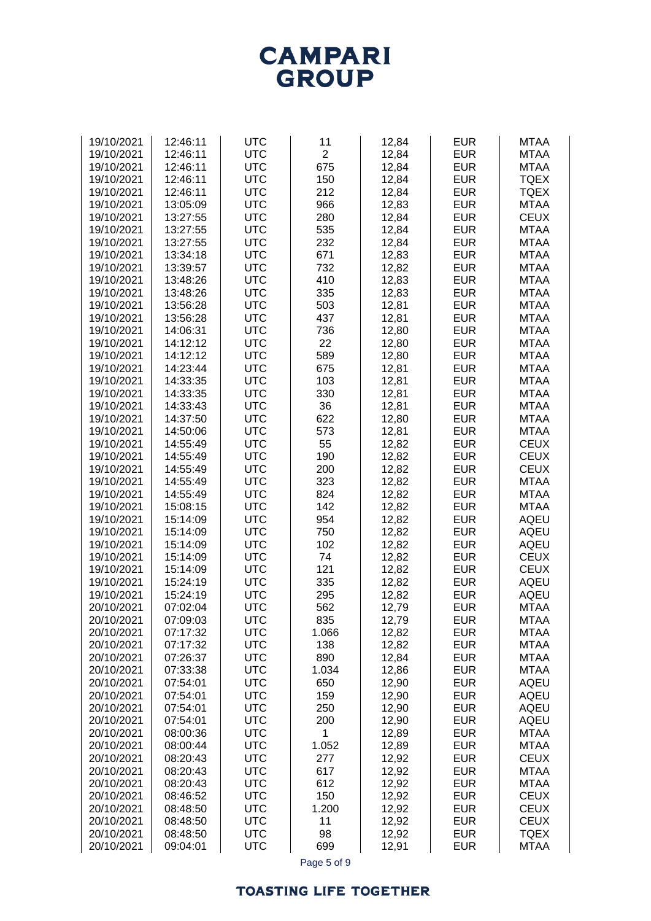| | | | | | | |
|---|---|---|---|---|---|---|
| 19/10/2021 | 12:46:11 | UTC | 11 | 12,84 | EUR | MTAA |
| 19/10/2021 | 12:46:11 | UTC | 2 | 12,84 | EUR | MTAA |
| 19/10/2021 | 12:46:11 | UTC | 675 | 12,84 | EUR | MTAA |
| 19/10/2021 | 12:46:11 | UTC | 150 | 12,84 | EUR | TQEX |
| 19/10/2021 | 12:46:11 | UTC | 212 | 12,84 | EUR | TQEX |
| 19/10/2021 | 13:05:09 | UTC | 966 | 12,83 | EUR | MTAA |
| 19/10/2021 | 13:27:55 | UTC | 280 | 12,84 | EUR | CEUX |
| 19/10/2021 | 13:27:55 | UTC | 535 | 12,84 | EUR | MTAA |
| 19/10/2021 | 13:27:55 | UTC | 232 | 12,84 | EUR | MTAA |
| 19/10/2021 | 13:34:18 | UTC | 671 | 12,83 | EUR | MTAA |
| 19/10/2021 | 13:39:57 | UTC | 732 | 12,82 | EUR | MTAA |
| 19/10/2021 | 13:48:26 | UTC | 410 | 12,83 | EUR | MTAA |
| 19/10/2021 | 13:48:26 | UTC | 335 | 12,83 | EUR | MTAA |
| 19/10/2021 | 13:56:28 | UTC | 503 | 12,81 | EUR | MTAA |
| 19/10/2021 | 13:56:28 | UTC | 437 | 12,81 | EUR | MTAA |
| 19/10/2021 | 14:06:31 | UTC | 736 | 12,80 | EUR | MTAA |
| 19/10/2021 | 14:12:12 | UTC | 22 | 12,80 | EUR | MTAA |
| 19/10/2021 | 14:12:12 | UTC | 589 | 12,80 | EUR | MTAA |
| 19/10/2021 | 14:23:44 | UTC | 675 | 12,81 | EUR | MTAA |
| 19/10/2021 | 14:33:35 | UTC | 103 | 12,81 | EUR | MTAA |
| 19/10/2021 | 14:33:35 | UTC | 330 | 12,81 | EUR | MTAA |
| 19/10/2021 | 14:33:43 | UTC | 36 | 12,81 | EUR | MTAA |
| 19/10/2021 | 14:37:50 | UTC | 622 | 12,80 | EUR | MTAA |
| 19/10/2021 | 14:50:06 | UTC | 573 | 12,81 | EUR | MTAA |
| 19/10/2021 | 14:55:49 | UTC | 55 | 12,82 | EUR | CEUX |
| 19/10/2021 | 14:55:49 | UTC | 190 | 12,82 | EUR | CEUX |
| 19/10/2021 | 14:55:49 | UTC | 200 | 12,82 | EUR | CEUX |
| 19/10/2021 | 14:55:49 | UTC | 323 | 12,82 | EUR | MTAA |
| 19/10/2021 | 14:55:49 | UTC | 824 | 12,82 | EUR | MTAA |
| 19/10/2021 | 15:08:15 | UTC | 142 | 12,82 | EUR | MTAA |
| 19/10/2021 | 15:14:09 | UTC | 954 | 12,82 | EUR | AQEU |
| 19/10/2021 | 15:14:09 | UTC | 750 | 12,82 | EUR | AQEU |
| 19/10/2021 | 15:14:09 | UTC | 102 | 12,82 | EUR | AQEU |
| 19/10/2021 | 15:14:09 | UTC | 74 | 12,82 | EUR | CEUX |
| 19/10/2021 | 15:14:09 | UTC | 121 | 12,82 | EUR | CEUX |
| 19/10/2021 | 15:24:19 | UTC | 335 | 12,82 | EUR | AQEU |
| 19/10/2021 | 15:24:19 | UTC | 295 | 12,82 | EUR | AQEU |
| 20/10/2021 | 07:02:04 | UTC | 562 | 12,79 | EUR | MTAA |
| 20/10/2021 | 07:09:03 | UTC | 835 | 12,79 | EUR | MTAA |
| 20/10/2021 | 07:17:32 | UTC | 1.066 | 12,82 | EUR | MTAA |
| 20/10/2021 | 07:17:32 | UTC | 138 | 12,82 | EUR | MTAA |
| 20/10/2021 | 07:26:37 | UTC | 890 | 12,84 | EUR | MTAA |
| 20/10/2021 | 07:33:38 | UTC | 1.034 | 12,86 | EUR | MTAA |
| 20/10/2021 | 07:54:01 | UTC | 650 | 12,90 | EUR | AQEU |
| 20/10/2021 | 07:54:01 | UTC | 159 | 12,90 | EUR | AQEU |
| 20/10/2021 | 07:54:01 | UTC | 250 | 12,90 | EUR | AQEU |
| 20/10/2021 | 07:54:01 | UTC | 200 | 12,90 | EUR | AQEU |
| 20/10/2021 | 08:00:36 | UTC | 1 | 12,89 | EUR | MTAA |
| 20/10/2021 | 08:00:44 | UTC | 1.052 | 12,89 | EUR | MTAA |
| 20/10/2021 | 08:20:43 | UTC | 277 | 12,92 | EUR | CEUX |
| 20/10/2021 | 08:20:43 | UTC | 617 | 12,92 | EUR | MTAA |
| 20/10/2021 | 08:20:43 | UTC | 612 | 12,92 | EUR | MTAA |
| 20/10/2021 | 08:46:52 | UTC | 150 | 12,92 | EUR | CEUX |
| 20/10/2021 | 08:48:50 | UTC | 1.200 | 12,92 | EUR | CEUX |
| 20/10/2021 | 08:48:50 | UTC | 11 | 12,92 | EUR | CEUX |
| 20/10/2021 | 08:48:50 | UTC | 98 | 12,92 | EUR | TQEX |
| 20/10/2021 | 09:04:01 | UTC | 699 | 12,91 | EUR | MTAA |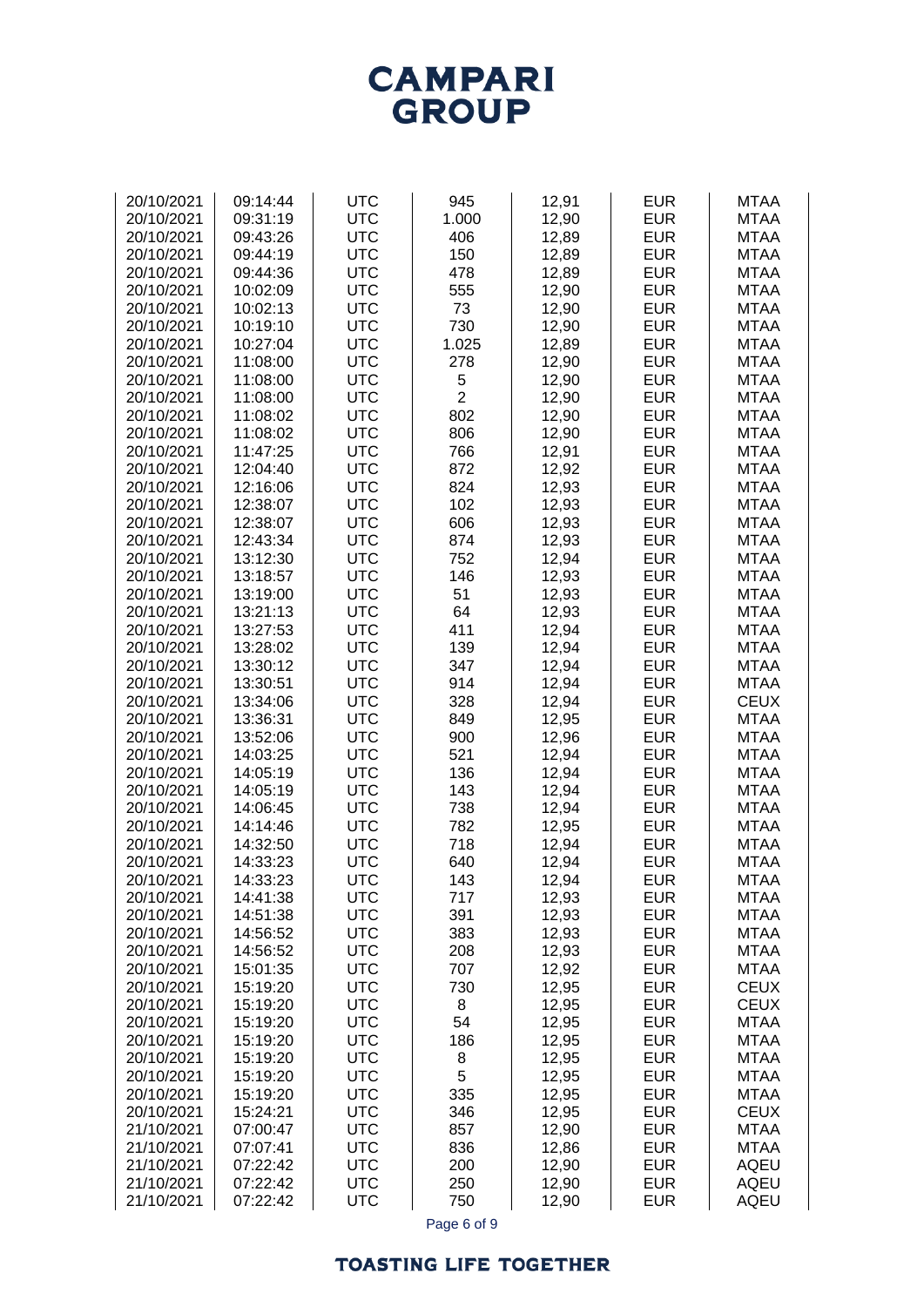| | | | | | | |
|---|---|---|---|---|---|---|
| 20/10/2021 | 09:14:44 | UTC | 945 | 12,91 | EUR | MTAA |
| 20/10/2021 | 09:31:19 | UTC | 1.000 | 12,90 | EUR | MTAA |
| 20/10/2021 | 09:43:26 | UTC | 406 | 12,89 | EUR | MTAA |
| 20/10/2021 | 09:44:19 | UTC | 150 | 12,89 | EUR | MTAA |
| 20/10/2021 | 09:44:36 | UTC | 478 | 12,89 | EUR | MTAA |
| 20/10/2021 | 10:02:09 | UTC | 555 | 12,90 | EUR | MTAA |
| 20/10/2021 | 10:02:13 | UTC | 73 | 12,90 | EUR | MTAA |
| 20/10/2021 | 10:19:10 | UTC | 730 | 12,90 | EUR | MTAA |
| 20/10/2021 | 10:27:04 | UTC | 1.025 | 12,89 | EUR | MTAA |
| 20/10/2021 | 11:08:00 | UTC | 278 | 12,90 | EUR | MTAA |
| 20/10/2021 | 11:08:00 | UTC | 5 | 12,90 | EUR | MTAA |
| 20/10/2021 | 11:08:00 | UTC | 2 | 12,90 | EUR | MTAA |
| 20/10/2021 | 11:08:02 | UTC | 802 | 12,90 | EUR | MTAA |
| 20/10/2021 | 11:08:02 | UTC | 806 | 12,90 | EUR | MTAA |
| 20/10/2021 | 11:47:25 | UTC | 766 | 12,91 | EUR | MTAA |
| 20/10/2021 | 12:04:40 | UTC | 872 | 12,92 | EUR | MTAA |
| 20/10/2021 | 12:16:06 | UTC | 824 | 12,93 | EUR | MTAA |
| 20/10/2021 | 12:38:07 | UTC | 102 | 12,93 | EUR | MTAA |
| 20/10/2021 | 12:38:07 | UTC | 606 | 12,93 | EUR | MTAA |
| 20/10/2021 | 12:43:34 | UTC | 874 | 12,93 | EUR | MTAA |
| 20/10/2021 | 13:12:30 | UTC | 752 | 12,94 | EUR | MTAA |
| 20/10/2021 | 13:18:57 | UTC | 146 | 12,93 | EUR | MTAA |
| 20/10/2021 | 13:19:00 | UTC | 51 | 12,93 | EUR | MTAA |
| 20/10/2021 | 13:21:13 | UTC | 64 | 12,93 | EUR | MTAA |
| 20/10/2021 | 13:27:53 | UTC | 411 | 12,94 | EUR | MTAA |
| 20/10/2021 | 13:28:02 | UTC | 139 | 12,94 | EUR | MTAA |
| 20/10/2021 | 13:30:12 | UTC | 347 | 12,94 | EUR | MTAA |
| 20/10/2021 | 13:30:51 | UTC | 914 | 12,94 | EUR | MTAA |
| 20/10/2021 | 13:34:06 | UTC | 328 | 12,94 | EUR | CEUX |
| 20/10/2021 | 13:36:31 | UTC | 849 | 12,95 | EUR | MTAA |
| 20/10/2021 | 13:52:06 | UTC | 900 | 12,96 | EUR | MTAA |
| 20/10/2021 | 14:03:25 | UTC | 521 | 12,94 | EUR | MTAA |
| 20/10/2021 | 14:05:19 | UTC | 136 | 12,94 | EUR | MTAA |
| 20/10/2021 | 14:05:19 | UTC | 143 | 12,94 | EUR | MTAA |
| 20/10/2021 | 14:06:45 | UTC | 738 | 12,94 | EUR | MTAA |
| 20/10/2021 | 14:14:46 | UTC | 782 | 12,95 | EUR | MTAA |
| 20/10/2021 | 14:32:50 | UTC | 718 | 12,94 | EUR | MTAA |
| 20/10/2021 | 14:33:23 | UTC | 640 | 12,94 | EUR | MTAA |
| 20/10/2021 | 14:33:23 | UTC | 143 | 12,94 | EUR | MTAA |
| 20/10/2021 | 14:41:38 | UTC | 717 | 12,93 | EUR | MTAA |
| 20/10/2021 | 14:51:38 | UTC | 391 | 12,93 | EUR | MTAA |
| 20/10/2021 | 14:56:52 | UTC | 383 | 12,93 | EUR | MTAA |
| 20/10/2021 | 14:56:52 | UTC | 208 | 12,93 | EUR | MTAA |
| 20/10/2021 | 15:01:35 | UTC | 707 | 12,92 | EUR | MTAA |
| 20/10/2021 | 15:19:20 | UTC | 730 | 12,95 | EUR | CEUX |
| 20/10/2021 | 15:19:20 | UTC | 8 | 12,95 | EUR | CEUX |
| 20/10/2021 | 15:19:20 | UTC | 54 | 12,95 | EUR | MTAA |
| 20/10/2021 | 15:19:20 | UTC | 186 | 12,95 | EUR | MTAA |
| 20/10/2021 | 15:19:20 | UTC | 8 | 12,95 | EUR | MTAA |
| 20/10/2021 | 15:19:20 | UTC | 5 | 12,95 | EUR | MTAA |
| 20/10/2021 | 15:19:20 | UTC | 335 | 12,95 | EUR | MTAA |
| 20/10/2021 | 15:24:21 | UTC | 346 | 12,95 | EUR | CEUX |
| 21/10/2021 | 07:00:47 | UTC | 857 | 12,90 | EUR | MTAA |
| 21/10/2021 | 07:07:41 | UTC | 836 | 12,86 | EUR | MTAA |
| 21/10/2021 | 07:22:42 | UTC | 200 | 12,90 | EUR | AQEU |
| 21/10/2021 | 07:22:42 | UTC | 250 | 12,90 | EUR | AQEU |
| 21/10/2021 | 07:22:42 | UTC | 750 | 12,90 | EUR | AQEU |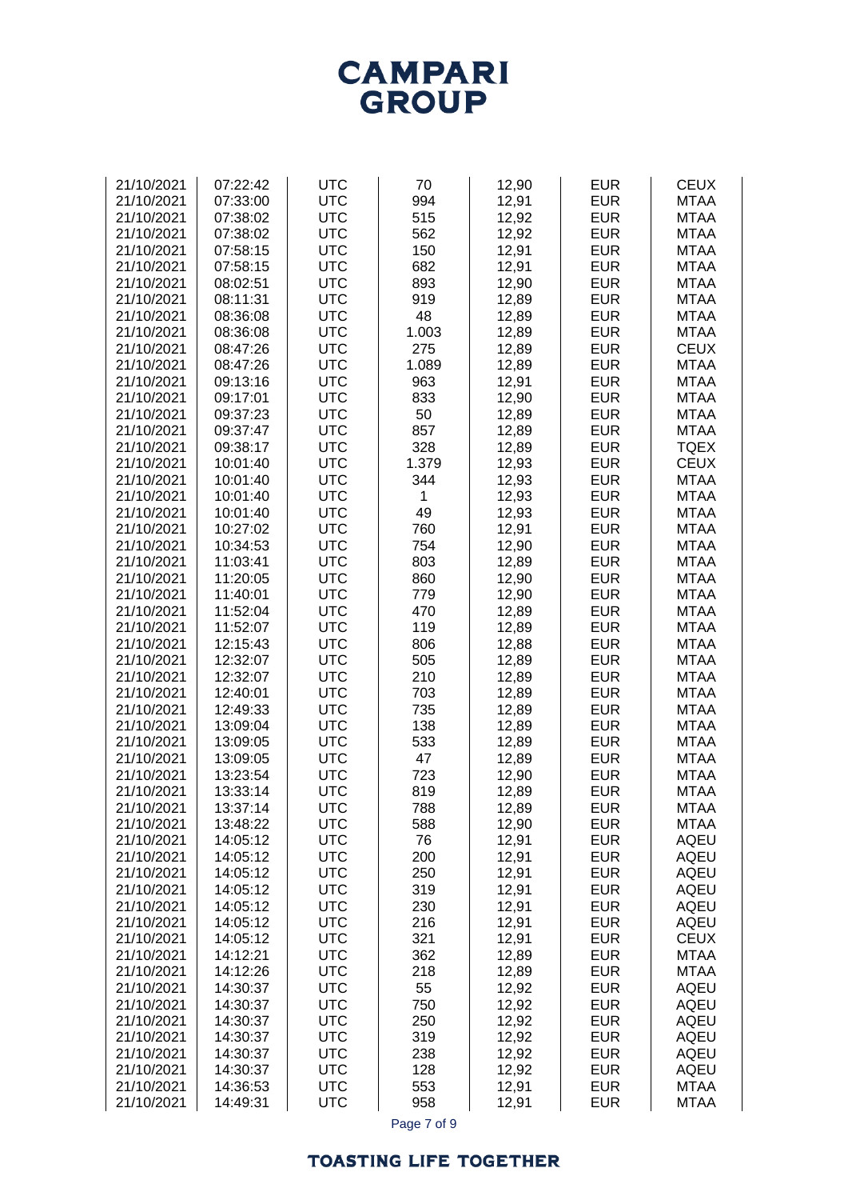| | | | | | | |
|---|---|---|---|---|---|---|
| 21/10/2021 | 07:22:42 | UTC | 70 | 12,90 | EUR | CEUX |
| 21/10/2021 | 07:33:00 | UTC | 994 | 12,91 | EUR | MTAA |
| 21/10/2021 | 07:38:02 | UTC | 515 | 12,92 | EUR | MTAA |
| 21/10/2021 | 07:38:02 | UTC | 562 | 12,92 | EUR | MTAA |
| 21/10/2021 | 07:58:15 | UTC | 150 | 12,91 | EUR | MTAA |
| 21/10/2021 | 07:58:15 | UTC | 682 | 12,91 | EUR | MTAA |
| 21/10/2021 | 08:02:51 | UTC | 893 | 12,90 | EUR | MTAA |
| 21/10/2021 | 08:11:31 | UTC | 919 | 12,89 | EUR | MTAA |
| 21/10/2021 | 08:36:08 | UTC | 48 | 12,89 | EUR | MTAA |
| 21/10/2021 | 08:36:08 | UTC | 1.003 | 12,89 | EUR | MTAA |
| 21/10/2021 | 08:47:26 | UTC | 275 | 12,89 | EUR | CEUX |
| 21/10/2021 | 08:47:26 | UTC | 1.089 | 12,89 | EUR | MTAA |
| 21/10/2021 | 09:13:16 | UTC | 963 | 12,91 | EUR | MTAA |
| 21/10/2021 | 09:17:01 | UTC | 833 | 12,90 | EUR | MTAA |
| 21/10/2021 | 09:37:23 | UTC | 50 | 12,89 | EUR | MTAA |
| 21/10/2021 | 09:37:47 | UTC | 857 | 12,89 | EUR | MTAA |
| 21/10/2021 | 09:38:17 | UTC | 328 | 12,89 | EUR | TQEX |
| 21/10/2021 | 10:01:40 | UTC | 1.379 | 12,93 | EUR | CEUX |
| 21/10/2021 | 10:01:40 | UTC | 344 | 12,93 | EUR | MTAA |
| 21/10/2021 | 10:01:40 | UTC | 1 | 12,93 | EUR | MTAA |
| 21/10/2021 | 10:01:40 | UTC | 49 | 12,93 | EUR | MTAA |
| 21/10/2021 | 10:27:02 | UTC | 760 | 12,91 | EUR | MTAA |
| 21/10/2021 | 10:34:53 | UTC | 754 | 12,90 | EUR | MTAA |
| 21/10/2021 | 11:03:41 | UTC | 803 | 12,89 | EUR | MTAA |
| 21/10/2021 | 11:20:05 | UTC | 860 | 12,90 | EUR | MTAA |
| 21/10/2021 | 11:40:01 | UTC | 779 | 12,90 | EUR | MTAA |
| 21/10/2021 | 11:52:04 | UTC | 470 | 12,89 | EUR | MTAA |
| 21/10/2021 | 11:52:07 | UTC | 119 | 12,89 | EUR | MTAA |
| 21/10/2021 | 12:15:43 | UTC | 806 | 12,88 | EUR | MTAA |
| 21/10/2021 | 12:32:07 | UTC | 505 | 12,89 | EUR | MTAA |
| 21/10/2021 | 12:32:07 | UTC | 210 | 12,89 | EUR | MTAA |
| 21/10/2021 | 12:40:01 | UTC | 703 | 12,89 | EUR | MTAA |
| 21/10/2021 | 12:49:33 | UTC | 735 | 12,89 | EUR | MTAA |
| 21/10/2021 | 13:09:04 | UTC | 138 | 12,89 | EUR | MTAA |
| 21/10/2021 | 13:09:05 | UTC | 533 | 12,89 | EUR | MTAA |
| 21/10/2021 | 13:09:05 | UTC | 47 | 12,89 | EUR | MTAA |
| 21/10/2021 | 13:23:54 | UTC | 723 | 12,90 | EUR | MTAA |
| 21/10/2021 | 13:33:14 | UTC | 819 | 12,89 | EUR | MTAA |
| 21/10/2021 | 13:37:14 | UTC | 788 | 12,89 | EUR | MTAA |
| 21/10/2021 | 13:48:22 | UTC | 588 | 12,90 | EUR | MTAA |
| 21/10/2021 | 14:05:12 | UTC | 76 | 12,91 | EUR | AQEU |
| 21/10/2021 | 14:05:12 | UTC | 200 | 12,91 | EUR | AQEU |
| 21/10/2021 | 14:05:12 | UTC | 250 | 12,91 | EUR | AQEU |
| 21/10/2021 | 14:05:12 | UTC | 319 | 12,91 | EUR | AQEU |
| 21/10/2021 | 14:05:12 | UTC | 230 | 12,91 | EUR | AQEU |
| 21/10/2021 | 14:05:12 | UTC | 216 | 12,91 | EUR | AQEU |
| 21/10/2021 | 14:05:12 | UTC | 321 | 12,91 | EUR | CEUX |
| 21/10/2021 | 14:12:21 | UTC | 362 | 12,89 | EUR | MTAA |
| 21/10/2021 | 14:12:26 | UTC | 218 | 12,89 | EUR | MTAA |
| 21/10/2021 | 14:30:37 | UTC | 55 | 12,92 | EUR | AQEU |
| 21/10/2021 | 14:30:37 | UTC | 750 | 12,92 | EUR | AQEU |
| 21/10/2021 | 14:30:37 | UTC | 250 | 12,92 | EUR | AQEU |
| 21/10/2021 | 14:30:37 | UTC | 319 | 12,92 | EUR | AQEU |
| 21/10/2021 | 14:30:37 | UTC | 238 | 12,92 | EUR | AQEU |
| 21/10/2021 | 14:30:37 | UTC | 128 | 12,92 | EUR | AQEU |
| 21/10/2021 | 14:36:53 | UTC | 553 | 12,91 | EUR | MTAA |
| 21/10/2021 | 14:49:31 | UTC | 958 | 12,91 | EUR | MTAA |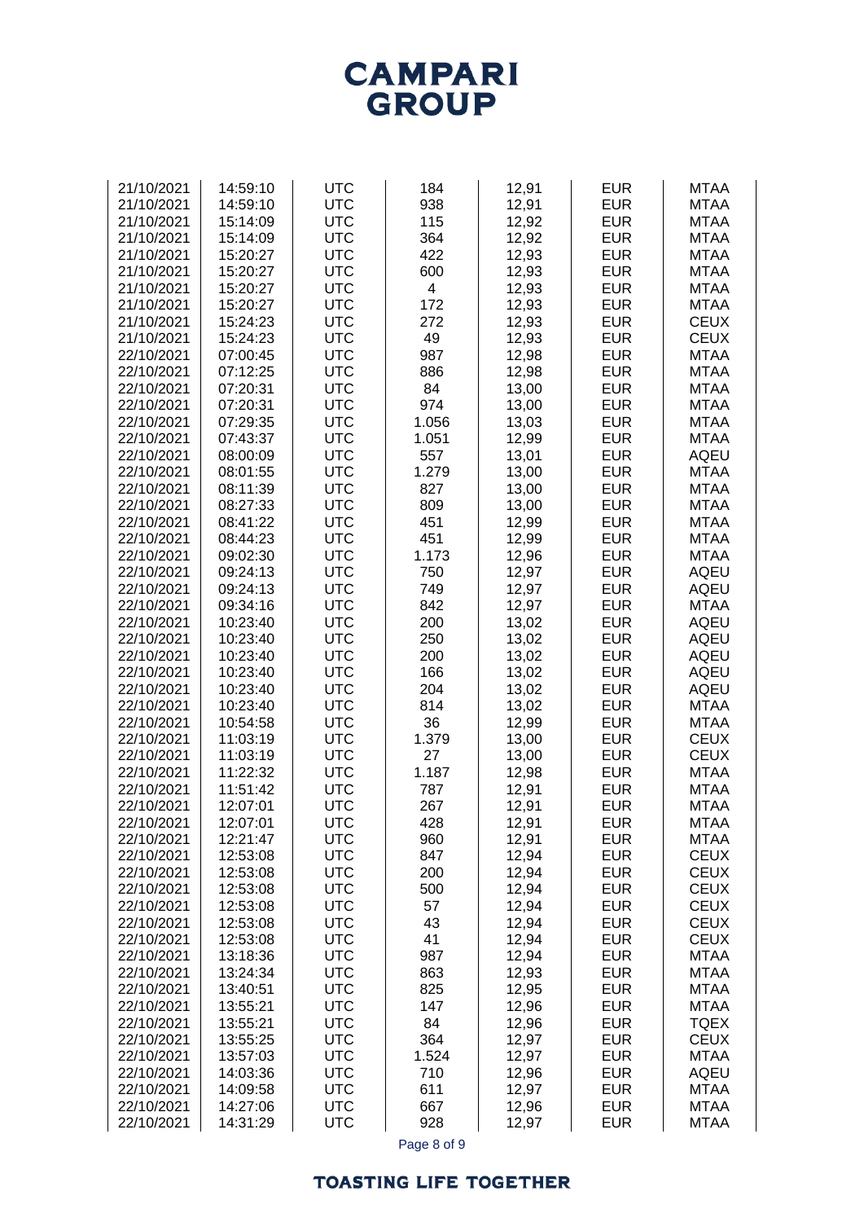| | | | | | | |
|---|---|---|---|---|---|---|
| 21/10/2021 | 14:59:10 | UTC | 184 | 12,91 | EUR | MTAA |
| 21/10/2021 | 14:59:10 | UTC | 938 | 12,91 | EUR | MTAA |
| 21/10/2021 | 15:14:09 | UTC | 115 | 12,92 | EUR | MTAA |
| 21/10/2021 | 15:14:09 | UTC | 364 | 12,92 | EUR | MTAA |
| 21/10/2021 | 15:20:27 | UTC | 422 | 12,93 | EUR | MTAA |
| 21/10/2021 | 15:20:27 | UTC | 600 | 12,93 | EUR | MTAA |
| 21/10/2021 | 15:20:27 | UTC | 4 | 12,93 | EUR | MTAA |
| 21/10/2021 | 15:20:27 | UTC | 172 | 12,93 | EUR | MTAA |
| 21/10/2021 | 15:24:23 | UTC | 272 | 12,93 | EUR | CEUX |
| 21/10/2021 | 15:24:23 | UTC | 49 | 12,93 | EUR | CEUX |
| 22/10/2021 | 07:00:45 | UTC | 987 | 12,98 | EUR | MTAA |
| 22/10/2021 | 07:12:25 | UTC | 886 | 12,98 | EUR | MTAA |
| 22/10/2021 | 07:20:31 | UTC | 84 | 13,00 | EUR | MTAA |
| 22/10/2021 | 07:20:31 | UTC | 974 | 13,00 | EUR | MTAA |
| 22/10/2021 | 07:29:35 | UTC | 1.056 | 13,03 | EUR | MTAA |
| 22/10/2021 | 07:43:37 | UTC | 1.051 | 12,99 | EUR | MTAA |
| 22/10/2021 | 08:00:09 | UTC | 557 | 13,01 | EUR | AQEU |
| 22/10/2021 | 08:01:55 | UTC | 1.279 | 13,00 | EUR | MTAA |
| 22/10/2021 | 08:11:39 | UTC | 827 | 13,00 | EUR | MTAA |
| 22/10/2021 | 08:27:33 | UTC | 809 | 13,00 | EUR | MTAA |
| 22/10/2021 | 08:41:22 | UTC | 451 | 12,99 | EUR | MTAA |
| 22/10/2021 | 08:44:23 | UTC | 451 | 12,99 | EUR | MTAA |
| 22/10/2021 | 09:02:30 | UTC | 1.173 | 12,96 | EUR | MTAA |
| 22/10/2021 | 09:24:13 | UTC | 750 | 12,97 | EUR | AQEU |
| 22/10/2021 | 09:24:13 | UTC | 749 | 12,97 | EUR | AQEU |
| 22/10/2021 | 09:34:16 | UTC | 842 | 12,97 | EUR | MTAA |
| 22/10/2021 | 10:23:40 | UTC | 200 | 13,02 | EUR | AQEU |
| 22/10/2021 | 10:23:40 | UTC | 250 | 13,02 | EUR | AQEU |
| 22/10/2021 | 10:23:40 | UTC | 200 | 13,02 | EUR | AQEU |
| 22/10/2021 | 10:23:40 | UTC | 166 | 13,02 | EUR | AQEU |
| 22/10/2021 | 10:23:40 | UTC | 204 | 13,02 | EUR | AQEU |
| 22/10/2021 | 10:23:40 | UTC | 814 | 13,02 | EUR | MTAA |
| 22/10/2021 | 10:54:58 | UTC | 36 | 12,99 | EUR | MTAA |
| 22/10/2021 | 11:03:19 | UTC | 1.379 | 13,00 | EUR | CEUX |
| 22/10/2021 | 11:03:19 | UTC | 27 | 13,00 | EUR | CEUX |
| 22/10/2021 | 11:22:32 | UTC | 1.187 | 12,98 | EUR | MTAA |
| 22/10/2021 | 11:51:42 | UTC | 787 | 12,91 | EUR | MTAA |
| 22/10/2021 | 12:07:01 | UTC | 267 | 12,91 | EUR | MTAA |
| 22/10/2021 | 12:07:01 | UTC | 428 | 12,91 | EUR | MTAA |
| 22/10/2021 | 12:21:47 | UTC | 960 | 12,91 | EUR | MTAA |
| 22/10/2021 | 12:53:08 | UTC | 847 | 12,94 | EUR | CEUX |
| 22/10/2021 | 12:53:08 | UTC | 200 | 12,94 | EUR | CEUX |
| 22/10/2021 | 12:53:08 | UTC | 500 | 12,94 | EUR | CEUX |
| 22/10/2021 | 12:53:08 | UTC | 57 | 12,94 | EUR | CEUX |
| 22/10/2021 | 12:53:08 | UTC | 43 | 12,94 | EUR | CEUX |
| 22/10/2021 | 12:53:08 | UTC | 41 | 12,94 | EUR | CEUX |
| 22/10/2021 | 13:18:36 | UTC | 987 | 12,94 | EUR | MTAA |
| 22/10/2021 | 13:24:34 | UTC | 863 | 12,93 | EUR | MTAA |
| 22/10/2021 | 13:40:51 | UTC | 825 | 12,95 | EUR | MTAA |
| 22/10/2021 | 13:55:21 | UTC | 147 | 12,96 | EUR | MTAA |
| 22/10/2021 | 13:55:21 | UTC | 84 | 12,96 | EUR | TQEX |
| 22/10/2021 | 13:55:25 | UTC | 364 | 12,97 | EUR | CEUX |
| 22/10/2021 | 13:57:03 | UTC | 1.524 | 12,97 | EUR | MTAA |
| 22/10/2021 | 14:03:36 | UTC | 710 | 12,96 | EUR | AQEU |
| 22/10/2021 | 14:09:58 | UTC | 611 | 12,97 | EUR | MTAA |
| 22/10/2021 | 14:27:06 | UTC | 667 | 12,96 | EUR | MTAA |
| 22/10/2021 | 14:31:29 | UTC | 928 | 12,97 | EUR | MTAA |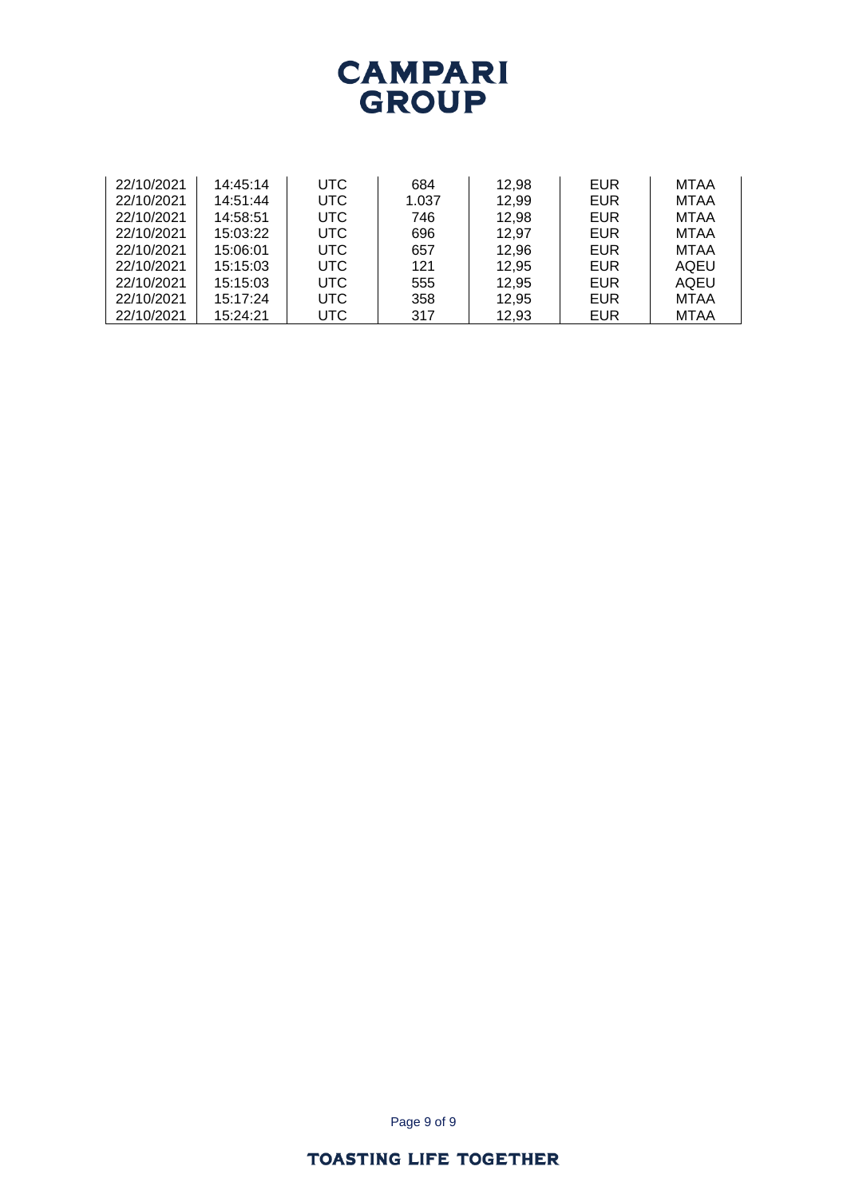| | | | | | | |
|---|---|---|---|---|---|---|
| 22/10/2021 | 14:45:14 | UTC | 684 | 12,98 | EUR | MTAA |
| 22/10/2021 | 14:51:44 | UTC | 1.037 | 12,99 | EUR | MTAA |
| 22/10/2021 | 14:58:51 | UTC | 746 | 12,98 | EUR | MTAA |
| 22/10/2021 | 15:03:22 | UTC | 696 | 12,97 | EUR | MTAA |
| 22/10/2021 | 15:06:01 | UTC | 657 | 12,96 | EUR | MTAA |
| 22/10/2021 | 15:15:03 | UTC | 121 | 12,95 | EUR | AQEU |
| 22/10/2021 | 15:15:03 | UTC | 555 | 12,95 | EUR | AQEU |
| 22/10/2021 | 15:17:24 | UTC | 358 | 12,95 | EUR | MTAA |
| 22/10/2021 | 15:24:21 | UTC | 317 | 12,93 | EUR | MTAA |